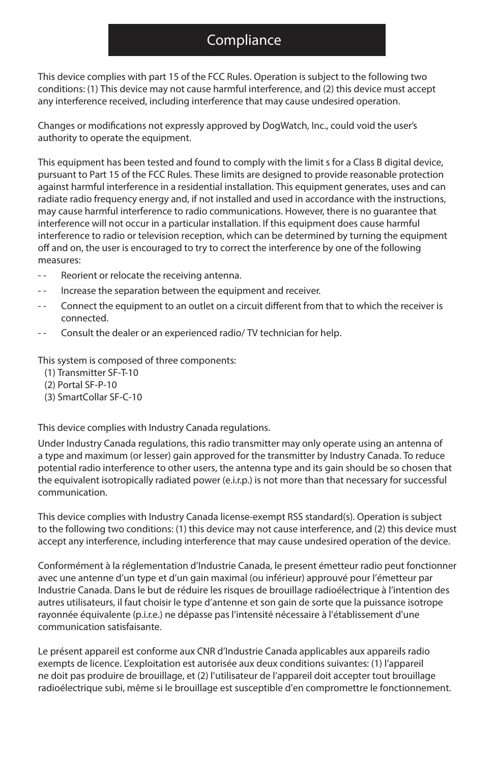# Compliance

This device complies with part 15 of the FCC Rules. Operation is subject to the following two conditions: (1) This device may not cause harmful interference, and (2) this device must accept any interference received, including interference that may cause undesired operation.

Changes or modifications not expressly approved by DogWatch, Inc., could void the user's authority to operate the equipment.

This equipment has been tested and found to comply with the limit s for a Class B digital device, pursuant to Part 15 of the FCC Rules. These limits are designed to provide reasonable protection against harmful interference in a residential installation. This equipment generates, uses and can radiate radio frequency energy and, if not installed and used in accordance with the instructions, may cause harmful interference to radio communications. However, there is no guarantee that interference will not occur in a particular installation. If this equipment does cause harmful interference to radio or television reception, which can be determined by turning the equipment off and on, the user is encouraged to try to correct the interference by one of the following measures:

- -- Reorient or relocate the receiving antenna.
- -- Increase the separation between the equipment and receiver.
- -- Connect the equipment to an outlet on a circuit different from that to which the receiver is connected.
- -- Consult the dealer or an experienced radio/ TV technician for help.

This system is composed of three components:
(1) Transmitter SF-T-10
(2) Portal SF-P-10
(3) SmartCollar SF-C-10

This device complies with Industry Canada regulations.

Under Industry Canada regulations, this radio transmitter may only operate using an antenna of a type and maximum (or lesser) gain approved for the transmitter by Industry Canada. To reduce potential radio interference to other users, the antenna type and its gain should be so chosen that the equivalent isotropically radiated power (e.i.r.p.) is not more than that necessary for successful communication.

This device complies with Industry Canada license-exempt RSS standard(s). Operation is subject to the following two conditions: (1) this device may not cause interference, and (2) this device must accept any interference, including interference that may cause undesired operation of the device.

Conformément à la réglementation d'Industrie Canada, le present émetteur radio peut fonctionner avec une antenne d'un type et d'un gain maximal (ou inférieur) approuvé pour l'émetteur par Industrie Canada. Dans le but de réduire les risques de brouillage radioélectrique à l'intention des autres utilisateurs, il faut choisir le type d'antenne et son gain de sorte que la puissance isotrope rayonnée équivalente (p.i.r.e.) ne dépasse pas l'intensité nécessaire à l'établissement d'une communication satisfaisante.

Le présent appareil est conforme aux CNR d'Industrie Canada applicables aux appareils radio exempts de licence. L'exploitation est autorisée aux deux conditions suivantes: (1) l'appareil ne doit pas produire de brouillage, et (2) l'utilisateur de l'appareil doit accepter tout brouillage radioélectrique subi, même si le brouillage est susceptible d'en compromettre le fonctionnement.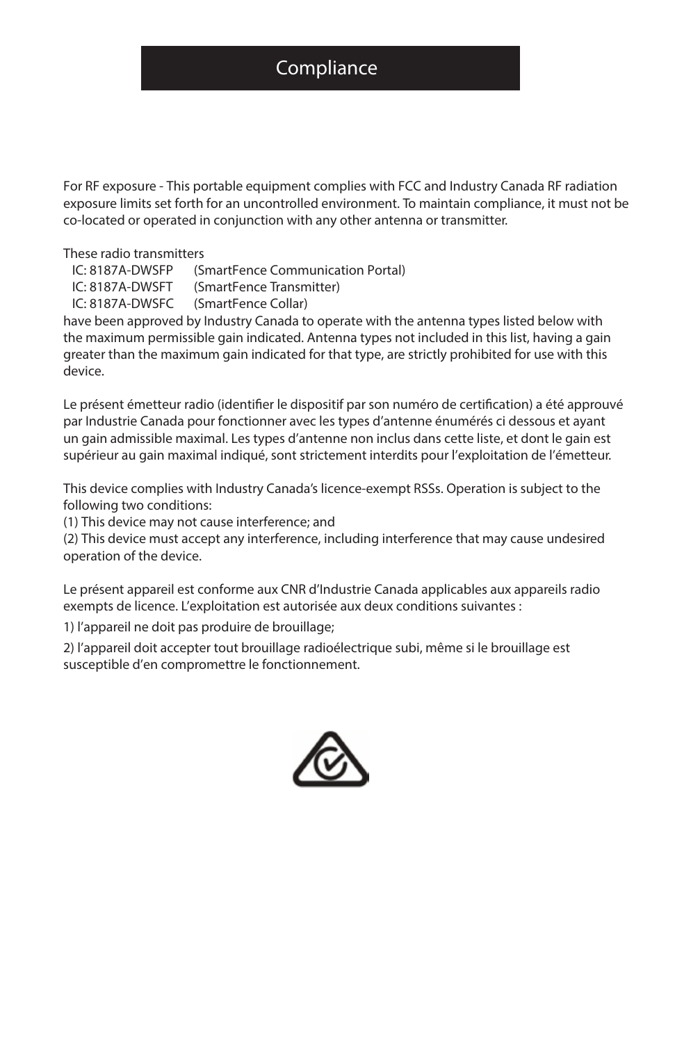# Compliance

For RF exposure - This portable equipment complies with FCC and Industry Canada RF radiation exposure limits set forth for an uncontrolled environment. To maintain compliance, it must not be co-located or operated in conjunction with any other antenna or transmitter.

These radio transmitters
IC: 8187A-DWSFP (SmartFence Communication Portal)
IC: 8187A-DWSFT (SmartFence Transmitter)
IC: 8187A-DWSFC (SmartFence Collar)
have been approved by Industry Canada to operate with the antenna types listed below with the maximum permissible gain indicated. Antenna types not included in this list, having a gain greater than the maximum gain indicated for that type, are strictly prohibited for use with this device.

Le présent émetteur radio (identifier le dispositif par son numéro de certification) a été approuvé par Industrie Canada pour fonctionner avec les types d'antenne énumérés ci dessous et ayant un gain admissible maximal. Les types d'antenne non inclus dans cette liste, et dont le gain est supérieur au gain maximal indiqué, sont strictement interdits pour l'exploitation de l'émetteur.

This device complies with Industry Canada's licence-exempt RSSs. Operation is subject to the following two conditions:
(1) This device may not cause interference; and
(2) This device must accept any interference, including interference that may cause undesired operation of the device.

Le présent appareil est conforme aux CNR d'Industrie Canada applicables aux appareils radio exempts de licence. L'exploitation est autorisée aux deux conditions suivantes :

1) l'appareil ne doit pas produire de brouillage;

2) l'appareil doit accepter tout brouillage radioélectrique subi, même si le brouillage est susceptible d'en compromettre le fonctionnement.